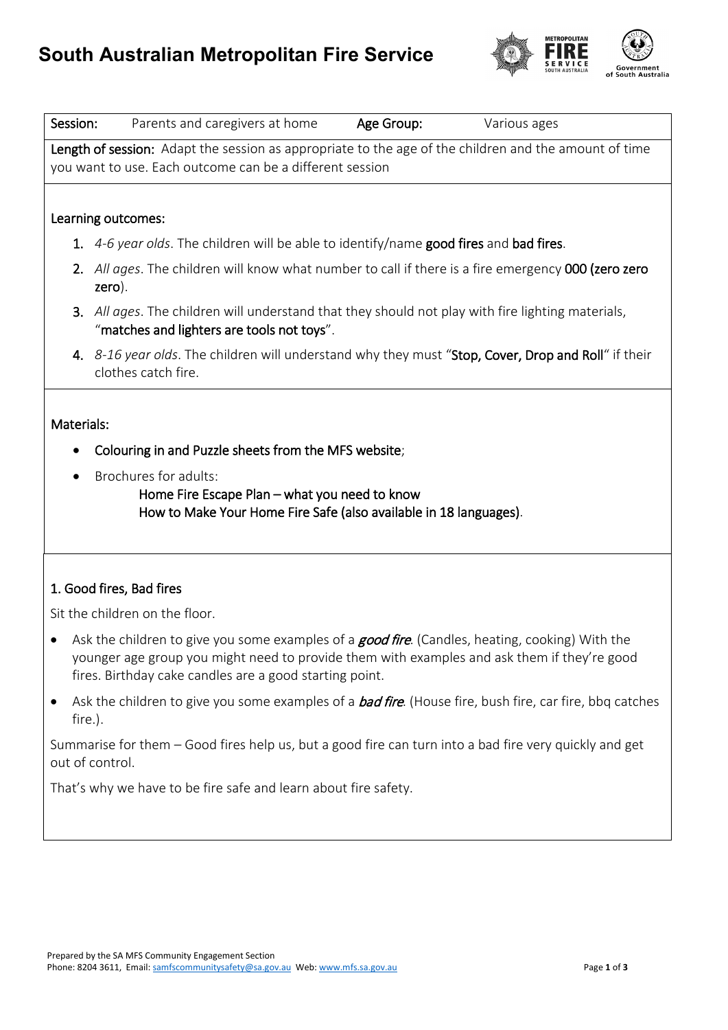# South Australian Metropolitan Fire Service

| Session: | Parents and caregivers at home | Age Group: | Various ages |
| --- | --- | --- | --- |

**Length of session:** Adapt the session as appropriate to the age of the children and the amount of time you want to use. Each outcome can be a different session

**Learning outcomes:**

1. *4-6 year olds*. The children will be able to identify/name **good fires** and **bad fires**.
2. *All ages*. The children will know what number to call if there is a fire emergency **000 (zero zero zero)**.
3. *All ages*. The children will understand that they should not play with fire lighting materials, "**matches and lighters are tools not toys**".
4. *8-16 year olds*. The children will understand why they must "**Stop, Cover, Drop and Roll**" if their clothes catch fire.

**Materials:**

- **Colouring in and Puzzle sheets from the MFS website**;
- Brochures for adults:
  **Home Fire Escape Plan – what you need to know**
  **How to Make Your Home Fire Safe (also available in 18 languages)**.

## 1. Good fires, Bad fires

Sit the children on the floor.

- Ask the children to give you some examples of a ***good fire***. (Candles, heating, cooking) With the younger age group you might need to provide them with examples and ask them if they're good fires. Birthday cake candles are a good starting point.
- Ask the children to give you some examples of a ***bad fire***. (House fire, bush fire, car fire, bbq catches fire.).

Summarise for them – Good fires help us, but a good fire can turn into a bad fire very quickly and get out of control.

That's why we have to be fire safe and learn about fire safety.

Prepared by the SA MFS Community Engagement Section
Phone: 8204 3611, Email: samfscommunitysafety@sa.gov.au Web: www.mfs.sa.gov.au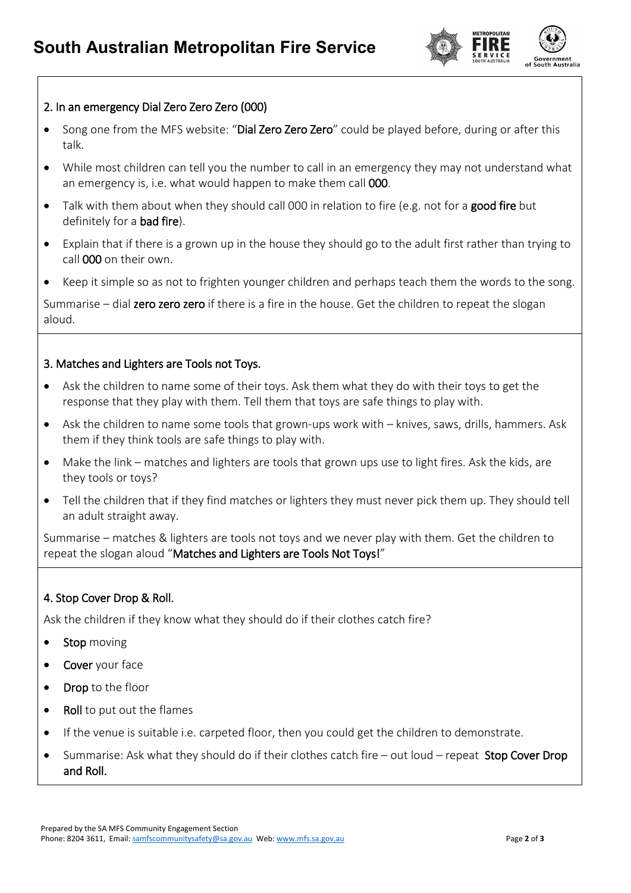## 2. In an emergency Dial Zero Zero Zero (000)

- Song one from the MFS website: "**Dial Zero Zero Zero**" could be played before, during or after this talk.
- While most children can tell you the number to call in an emergency they may not understand what an emergency is, i.e. what would happen to make them call **000**.
- Talk with them about when they should call 000 in relation to fire (e.g. not for a **good fire** but definitely for a **bad fire**).
- Explain that if there is a grown up in the house they should go to the adult first rather than trying to call **000** on their own.
- Keep it simple so as not to frighten younger children and perhaps teach them the words to the song.

Summarise – dial **zero zero zero** if there is a fire in the house. Get the children to repeat the slogan aloud.

## 3. Matches and Lighters are Tools not Toys.

- Ask the children to name some of their toys. Ask them what they do with their toys to get the response that they play with them. Tell them that toys are safe things to play with.
- Ask the children to name some tools that grown-ups work with – knives, saws, drills, hammers. Ask them if they think tools are safe things to play with.
- Make the link – matches and lighters are tools that grown ups use to light fires. Ask the kids, are they tools or toys?
- Tell the children that if they find matches or lighters they must never pick them up. They should tell an adult straight away.

Summarise – matches & lighters are tools not toys and we never play with them. Get the children to repeat the slogan aloud "**Matches and Lighters are Tools Not Toys!**"

## 4. Stop Cover Drop & Roll.

Ask the children if they know what they should do if their clothes catch fire?

- **Stop** moving
- **Cover** your face
- **Drop** to the floor
- **Roll** to put out the flames
- If the venue is suitable i.e. carpeted floor, then you could get the children to demonstrate.
- Summarise: Ask what they should do if their clothes catch fire – out loud – repeat **Stop Cover Drop and Roll.**

Prepared by the SA MFS Community Engagement Section
Phone: 8204 3611, Email: samfscommunitysafety@sa.gov.au Web: www.mfs.sa.gov.au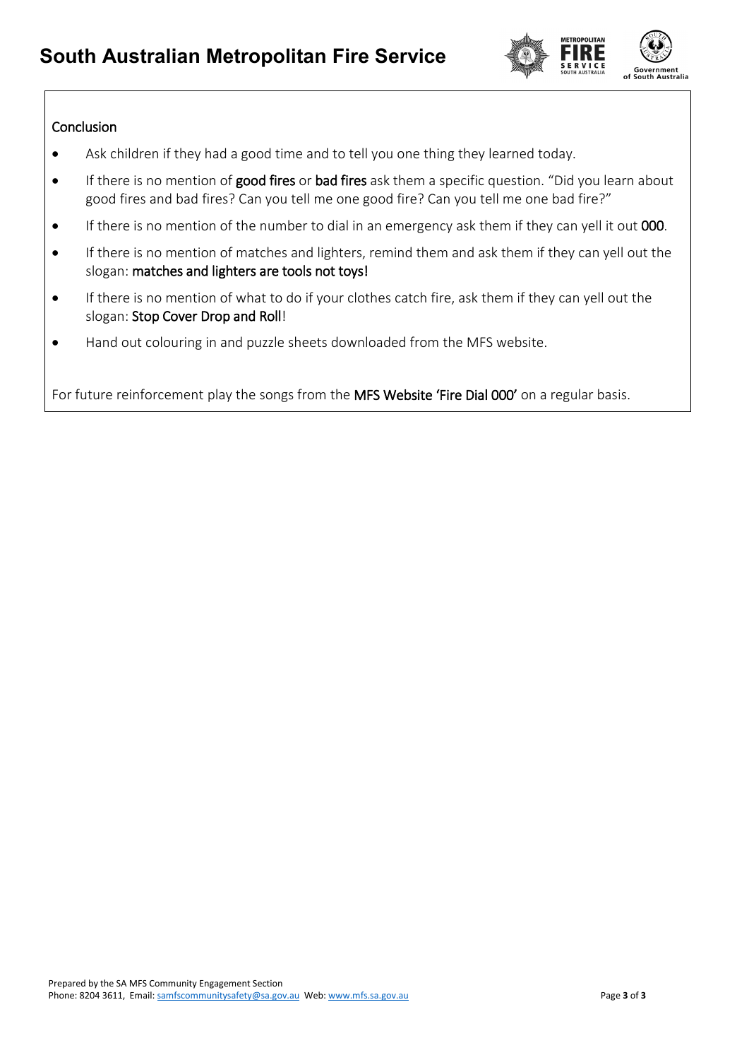## Conclusion

- Ask children if they had a good time and to tell you one thing they learned today.
- If there is no mention of **good fires** or **bad fires** ask them a specific question. “Did you learn about good fires and bad fires? Can you tell me one good fire? Can you tell me one bad fire?”
- If there is no mention of the number to dial in an emergency ask them if they can yell it out **000**.
- If there is no mention of matches and lighters, remind them and ask them if they can yell out the slogan: **matches and lighters are tools not toys!**
- If there is no mention of what to do if your clothes catch fire, ask them if they can yell out the slogan: **Stop Cover Drop and Roll**!
- Hand out colouring in and puzzle sheets downloaded from the MFS website.

For future reinforcement play the songs from the **MFS Website ‘Fire Dial 000’** on a regular basis.

Prepared by the SA MFS Community Engagement Section
Phone: 8204 3611, Email: samfscommunitysafety@sa.gov.au Web: www.mfs.sa.gov.au